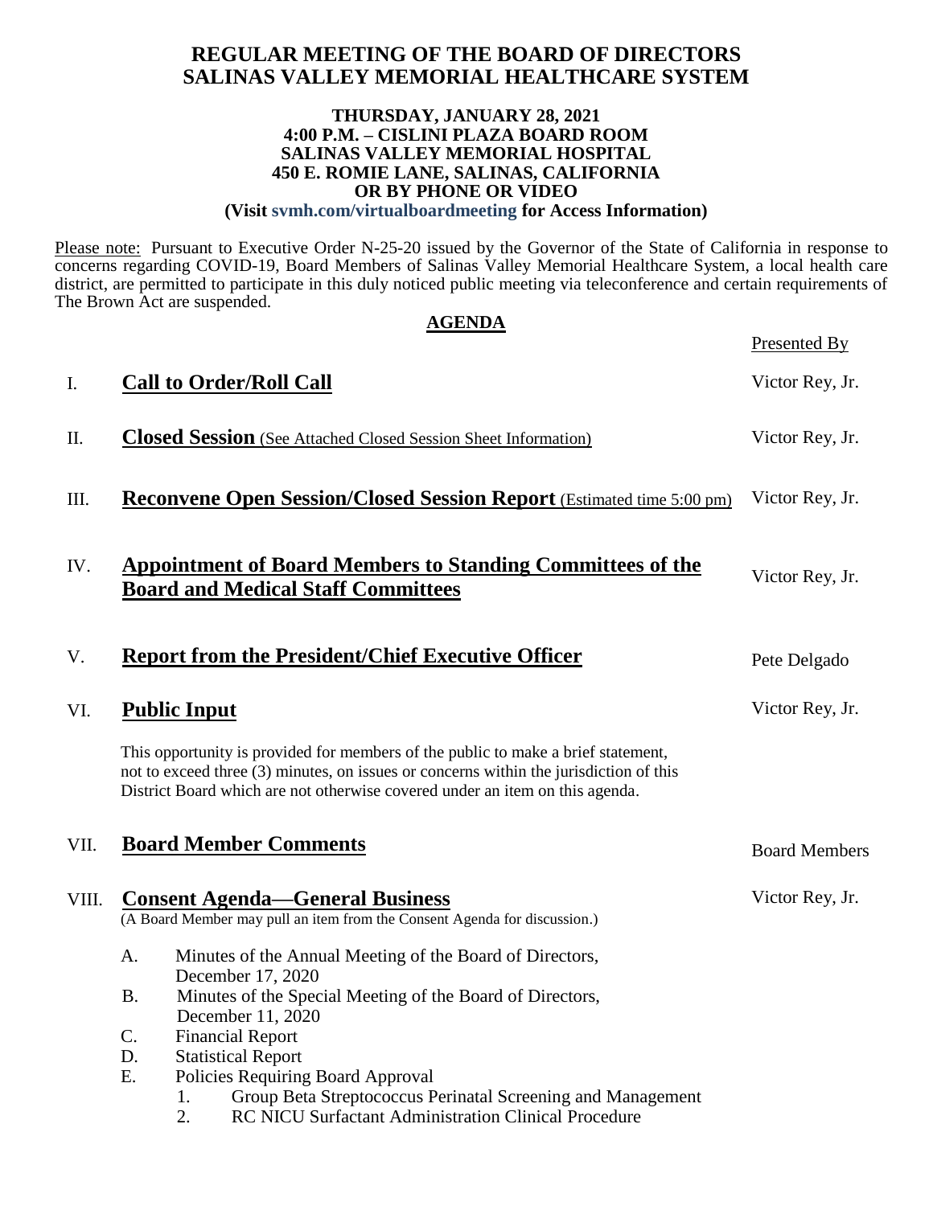# REGULAR MEETING OF THE BOARD OF DIRECTORS
# SALINAS VALLEY MEMORIAL HEALTHCARE SYSTEM

**THURSDAY, JANUARY 28, 2021**
**4:00 P.M. – CISLINI PLAZA BOARD ROOM**
**SALINAS VALLEY MEMORIAL HOSPITAL**
**450 E. ROMIE LANE, SALINAS, CALIFORNIA**
**OR BY PHONE OR VIDEO**
**(Visit svmh.com/virtualboardmeeting for Access Information)**

Please note: Pursuant to Executive Order N-25-20 issued by the Governor of the State of California in response to concerns regarding COVID-19, Board Members of Salinas Valley Memorial Healthcare System, a local health care district, are permitted to participate in this duly noticed public meeting via teleconference and certain requirements of The Brown Act are suspended.

## AGENDA

| | | Presented By |
|---|---|---|
| I. | **Call to Order/Roll Call** | Victor Rey, Jr. |
| II. | **Closed Session** (See Attached Closed Session Sheet Information) | Victor Rey, Jr. |
| III. | **Reconvene Open Session/Closed Session Report** (Estimated time 5:00 pm) | Victor Rey, Jr. |
| IV. | **Appointment of Board Members to Standing Committees of the Board and Medical Staff Committees** | Victor Rey, Jr. |
| V. | **Report from the President/Chief Executive Officer** | Pete Delgado |
| VI. | **Public Input** | Victor Rey, Jr. |
| VII. | **Board Member Comments** | Board Members |
| VIII. | **Consent Agenda—General Business** | Victor Rey, Jr. |

**VI. Public Input**

This opportunity is provided for members of the public to make a brief statement, not to exceed three (3) minutes, on issues or concerns within the jurisdiction of this District Board which are not otherwise covered under an item on this agenda.

**VIII. Consent Agenda—General Business**

(A Board Member may pull an item from the Consent Agenda for discussion.)

- A. Minutes of the Annual Meeting of the Board of Directors, December 17, 2020
- B. Minutes of the Special Meeting of the Board of Directors, December 11, 2020
- C. Financial Report
- D. Statistical Report
- E. Policies Requiring Board Approval
  1. Group Beta Streptococcus Perinatal Screening and Management
  2. RC NICU Surfactant Administration Clinical Procedure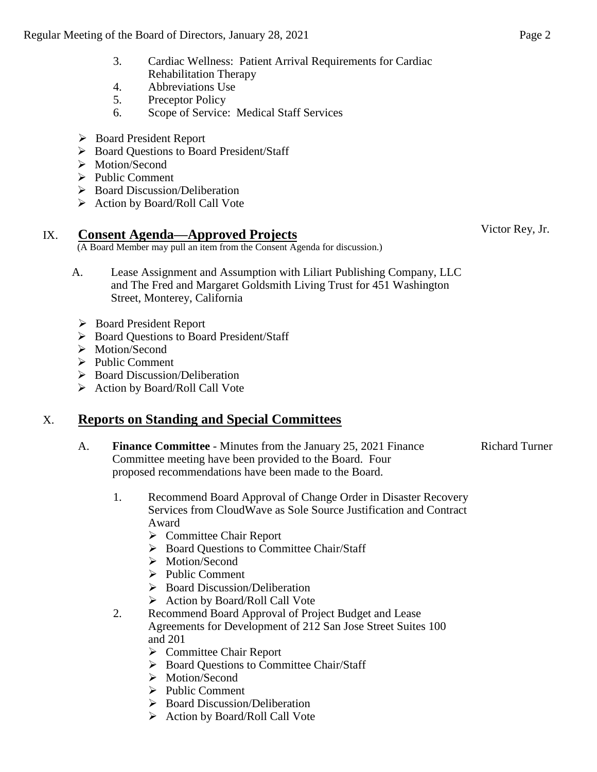3. Cardiac Wellness: Patient Arrival Requirements for Cardiac Rehabilitation Therapy
4. Abbreviations Use
5. Preceptor Policy
6. Scope of Service: Medical Staff Services

- Board President Report
- Board Questions to Board President/Staff
- Motion/Second
- Public Comment
- Board Discussion/Deliberation
- Action by Board/Roll Call Vote

## IX. Consent Agenda—Approved Projects

Victor Rey, Jr.

(A Board Member may pull an item from the Consent Agenda for discussion.)

A. Lease Assignment and Assumption with Liliart Publishing Company, LLC and The Fred and Margaret Goldsmith Living Trust for 451 Washington Street, Monterey, California

- Board President Report
- Board Questions to Board President/Staff
- Motion/Second
- Public Comment
- Board Discussion/Deliberation
- Action by Board/Roll Call Vote

## X. Reports on Standing and Special Committees

A. **Finance Committee** - Minutes from the January 25, 2021 Finance Committee meeting have been provided to the Board. Four proposed recommendations have been made to the Board.

Richard Turner

1. Recommend Board Approval of Change Order in Disaster Recovery Services from CloudWave as Sole Source Justification and Contract Award
   - Committee Chair Report
   - Board Questions to Committee Chair/Staff
   - Motion/Second
   - Public Comment
   - Board Discussion/Deliberation
   - Action by Board/Roll Call Vote
2. Recommend Board Approval of Project Budget and Lease Agreements for Development of 212 San Jose Street Suites 100 and 201
   - Committee Chair Report
   - Board Questions to Committee Chair/Staff
   - Motion/Second
   - Public Comment
   - Board Discussion/Deliberation
   - Action by Board/Roll Call Vote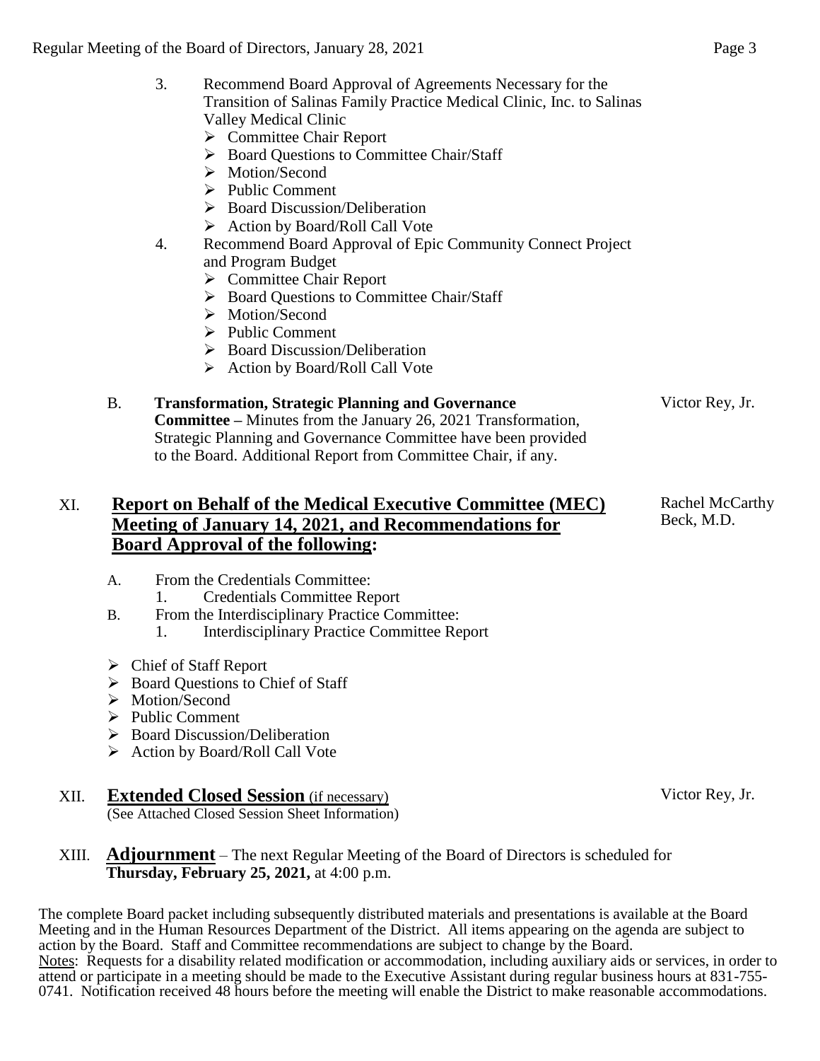3. Recommend Board Approval of Agreements Necessary for the Transition of Salinas Family Practice Medical Clinic, Inc. to Salinas Valley Medical Clinic
   - Committee Chair Report
   - Board Questions to Committee Chair/Staff
   - Motion/Second
   - Public Comment
   - Board Discussion/Deliberation
   - Action by Board/Roll Call Vote
4. Recommend Board Approval of Epic Community Connect Project and Program Budget
   - Committee Chair Report
   - Board Questions to Committee Chair/Staff
   - Motion/Second
   - Public Comment
   - Board Discussion/Deliberation
   - Action by Board/Roll Call Vote

B. **Transformation, Strategic Planning and Governance Committee –** Minutes from the January 26, 2021 Transformation, Strategic Planning and Governance Committee have been provided to the Board. Additional Report from Committee Chair, if any. — Victor Rey, Jr.

## XI. Report on Behalf of the Medical Executive Committee (MEC) Meeting of January 14, 2021, and Recommendations for Board Approval of the following:

Rachel McCarthy Beck, M.D.

A. From the Credentials Committee:
   1. Credentials Committee Report

B. From the Interdisciplinary Practice Committee:
   1. Interdisciplinary Practice Committee Report

- Chief of Staff Report
- Board Questions to Chief of Staff
- Motion/Second
- Public Comment
- Board Discussion/Deliberation
- Action by Board/Roll Call Vote

## XII. Extended Closed Session (if necessary)

(See Attached Closed Session Sheet Information)

Victor Rey, Jr.

## XIII. Adjournment

– The next Regular Meeting of the Board of Directors is scheduled for **Thursday, February 25, 2021,** at 4:00 p.m.

The complete Board packet including subsequently distributed materials and presentations is available at the Board Meeting and in the Human Resources Department of the District. All items appearing on the agenda are subject to action by the Board. Staff and Committee recommendations are subject to change by the Board.

Notes: Requests for a disability related modification or accommodation, including auxiliary aids or services, in order to attend or participate in a meeting should be made to the Executive Assistant during regular business hours at 831-755-0741. Notification received 48 hours before the meeting will enable the District to make reasonable accommodations.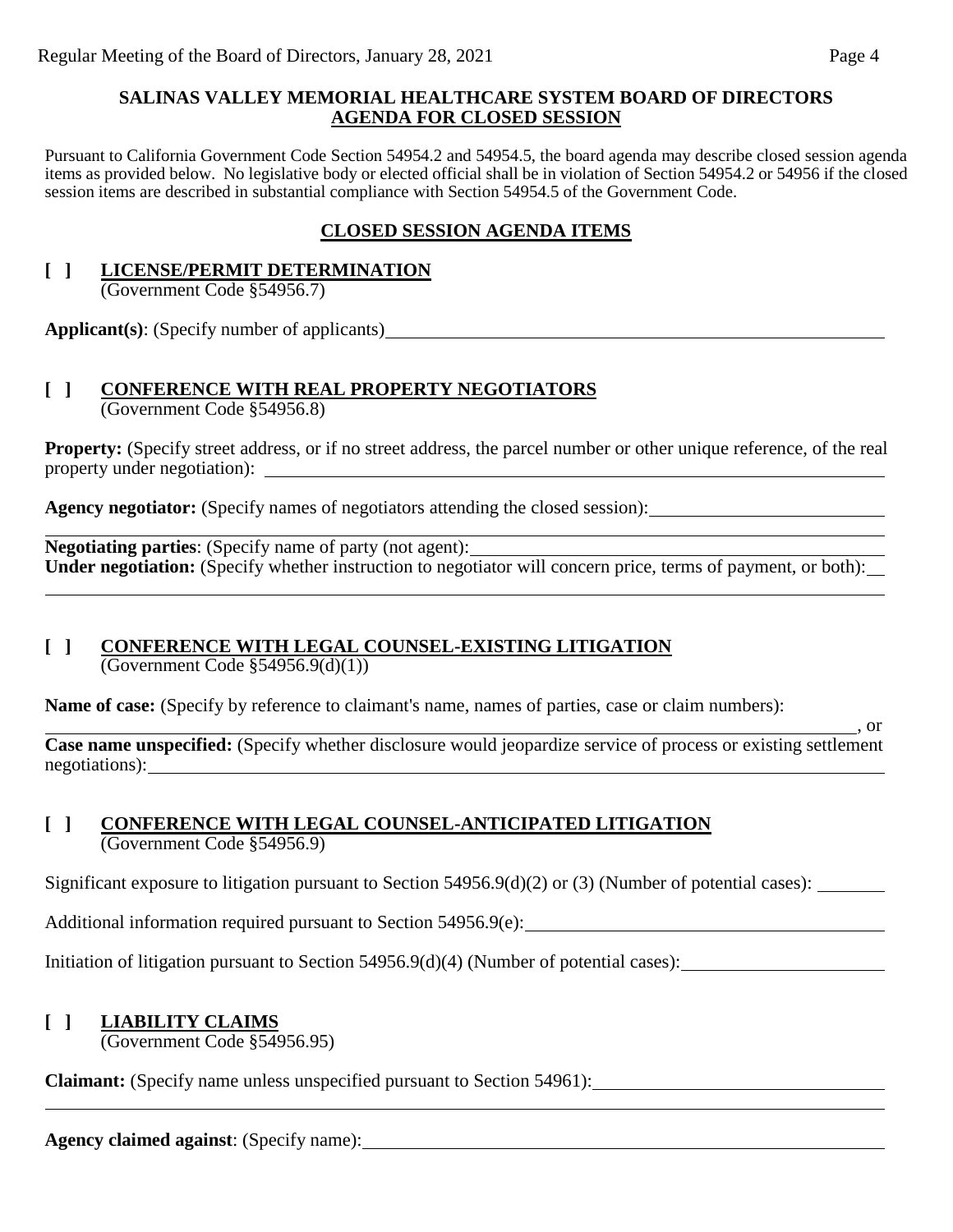**SALINAS VALLEY MEMORIAL HEALTHCARE SYSTEM BOARD OF DIRECTORS**
**AGENDA FOR CLOSED SESSION**

Pursuant to California Government Code Section 54954.2 and 54954.5, the board agenda may describe closed session agenda items as provided below. No legislative body or elected official shall be in violation of Section 54954.2 or 54956 if the closed session items are described in substantial compliance with Section 54954.5 of the Government Code.

**CLOSED SESSION AGENDA ITEMS**

**[ ] LICENSE/PERMIT DETERMINATION**
(Government Code §54956.7)

**Applicant(s)**: (Specify number of applicants)\_\_\_\_\_\_\_\_\_\_\_\_\_\_\_\_\_\_\_\_

**[ ] CONFERENCE WITH REAL PROPERTY NEGOTIATORS**
(Government Code §54956.8)

**Property:** (Specify street address, or if no street address, the parcel number or other unique reference, of the real property under negotiation): \_\_\_\_\_\_\_\_\_\_\_\_\_\_\_\_\_\_\_\_

**Agency negotiator:** (Specify names of negotiators attending the closed session):\_\_\_\_\_\_\_\_\_\_\_\_\_\_\_\_\_\_\_\_

**Negotiating parties**: (Specify name of party (not agent):\_\_\_\_\_\_\_\_\_\_\_\_\_\_\_\_\_\_\_\_
**Under negotiation:** (Specify whether instruction to negotiator will concern price, terms of payment, or both):\_\_\_\_\_\_\_\_\_\_\_\_\_\_\_\_\_\_\_\_

**[ ] CONFERENCE WITH LEGAL COUNSEL-EXISTING LITIGATION**
(Government Code §54956.9(d)(1))

**Name of case:** (Specify by reference to claimant's name, names of parties, case or claim numbers):
\_\_\_\_\_\_\_\_\_\_\_\_\_\_\_\_\_\_\_\_, or
**Case name unspecified:** (Specify whether disclosure would jeopardize service of process or existing settlement negotiations):\_\_\_\_\_\_\_\_\_\_\_\_\_\_\_\_\_\_\_\_

**[ ] CONFERENCE WITH LEGAL COUNSEL-ANTICIPATED LITIGATION**
(Government Code §54956.9)

Significant exposure to litigation pursuant to Section 54956.9(d)(2) or (3) (Number of potential cases): \_\_\_\_\_\_\_\_

Additional information required pursuant to Section 54956.9(e):\_\_\_\_\_\_\_\_\_\_\_\_\_\_\_\_\_\_\_\_

Initiation of litigation pursuant to Section 54956.9(d)(4) (Number of potential cases):\_\_\_\_\_\_\_\_\_\_\_\_\_\_\_\_\_\_\_\_

**[ ] LIABILITY CLAIMS**
(Government Code §54956.95)

**Claimant:** (Specify name unless unspecified pursuant to Section 54961):\_\_\_\_\_\_\_\_\_\_\_\_\_\_\_\_\_\_\_\_

**Agency claimed against**: (Specify name):\_\_\_\_\_\_\_\_\_\_\_\_\_\_\_\_\_\_\_\_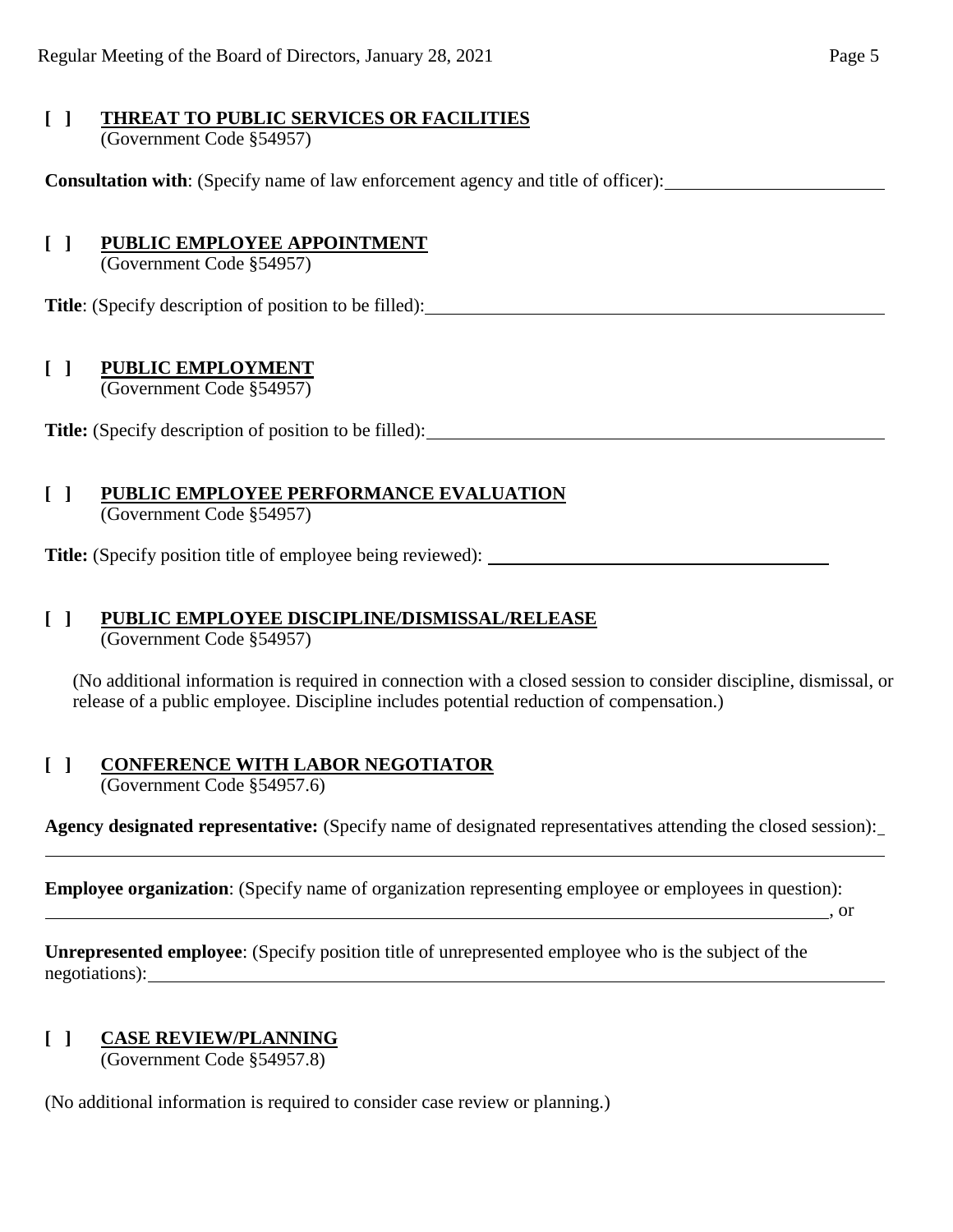**[ ] THREAT TO PUBLIC SERVICES OR FACILITIES**
(Government Code §54957)

**Consultation with**: (Specify name of law enforcement agency and title of officer):\_\_\_\_\_\_\_\_\_\_\_\_\_\_\_\_\_\_\_\_\_\_\_\_

**[ ] PUBLIC EMPLOYEE APPOINTMENT**
(Government Code §54957)

**Title**: (Specify description of position to be filled):\_\_\_\_\_\_\_\_\_\_\_\_\_\_\_\_\_\_\_\_\_\_\_\_\_\_\_\_\_\_\_\_\_\_\_\_\_\_\_\_\_\_\_\_\_\_\_\_

**[ ] PUBLIC EMPLOYMENT**
(Government Code §54957)

**Title:** (Specify description of position to be filled):\_\_\_\_\_\_\_\_\_\_\_\_\_\_\_\_\_\_\_\_\_\_\_\_\_\_\_\_\_\_\_\_\_\_\_\_\_\_\_\_\_\_\_\_\_\_\_\_

**[ ] PUBLIC EMPLOYEE PERFORMANCE EVALUATION**
(Government Code §54957)

**Title:** (Specify position title of employee being reviewed): \_\_\_\_\_\_\_\_\_\_\_\_\_\_\_\_\_\_\_\_\_\_\_\_\_\_\_\_\_\_\_\_\_\_\_\_\_\_

**[ ] PUBLIC EMPLOYEE DISCIPLINE/DISMISSAL/RELEASE**
(Government Code §54957)

(No additional information is required in connection with a closed session to consider discipline, dismissal, or release of a public employee. Discipline includes potential reduction of compensation.)

**[ ] CONFERENCE WITH LABOR NEGOTIATOR**
(Government Code §54957.6)

**Agency designated representative:** (Specify name of designated representatives attending the closed session):\_
\_\_\_\_\_\_\_\_\_\_\_\_\_\_\_\_\_\_\_\_\_\_\_\_\_\_\_\_\_\_\_\_\_\_\_\_\_\_\_\_\_\_\_\_\_\_\_\_\_\_\_\_\_\_\_\_\_\_\_\_\_\_\_\_\_\_\_\_\_\_\_\_\_\_\_\_\_\_\_\_\_\_\_\_\_\_\_\_

**Employee organization**: (Specify name of organization representing employee or employees in question):
\_\_\_\_\_\_\_\_\_\_\_\_\_\_\_\_\_\_\_\_\_\_\_\_\_\_\_\_\_\_\_\_\_\_\_\_\_\_\_\_\_\_\_\_\_\_\_\_\_\_\_\_\_\_\_\_\_\_\_\_\_\_\_\_\_\_\_\_\_\_\_\_\_\_\_\_\_\_\_\_\_\_\_\_, or

**Unrepresented employee**: (Specify position title of unrepresented employee who is the subject of the negotiations):\_\_\_\_\_\_\_\_\_\_\_\_\_\_\_\_\_\_\_\_\_\_\_\_\_\_\_\_\_\_\_\_\_\_\_\_\_\_\_\_\_\_\_\_\_\_\_\_\_\_\_\_\_\_\_\_\_\_\_\_\_\_\_\_\_\_\_\_\_\_\_\_\_\_\_\_\_

**[ ] CASE REVIEW/PLANNING**
(Government Code §54957.8)

(No additional information is required to consider case review or planning.)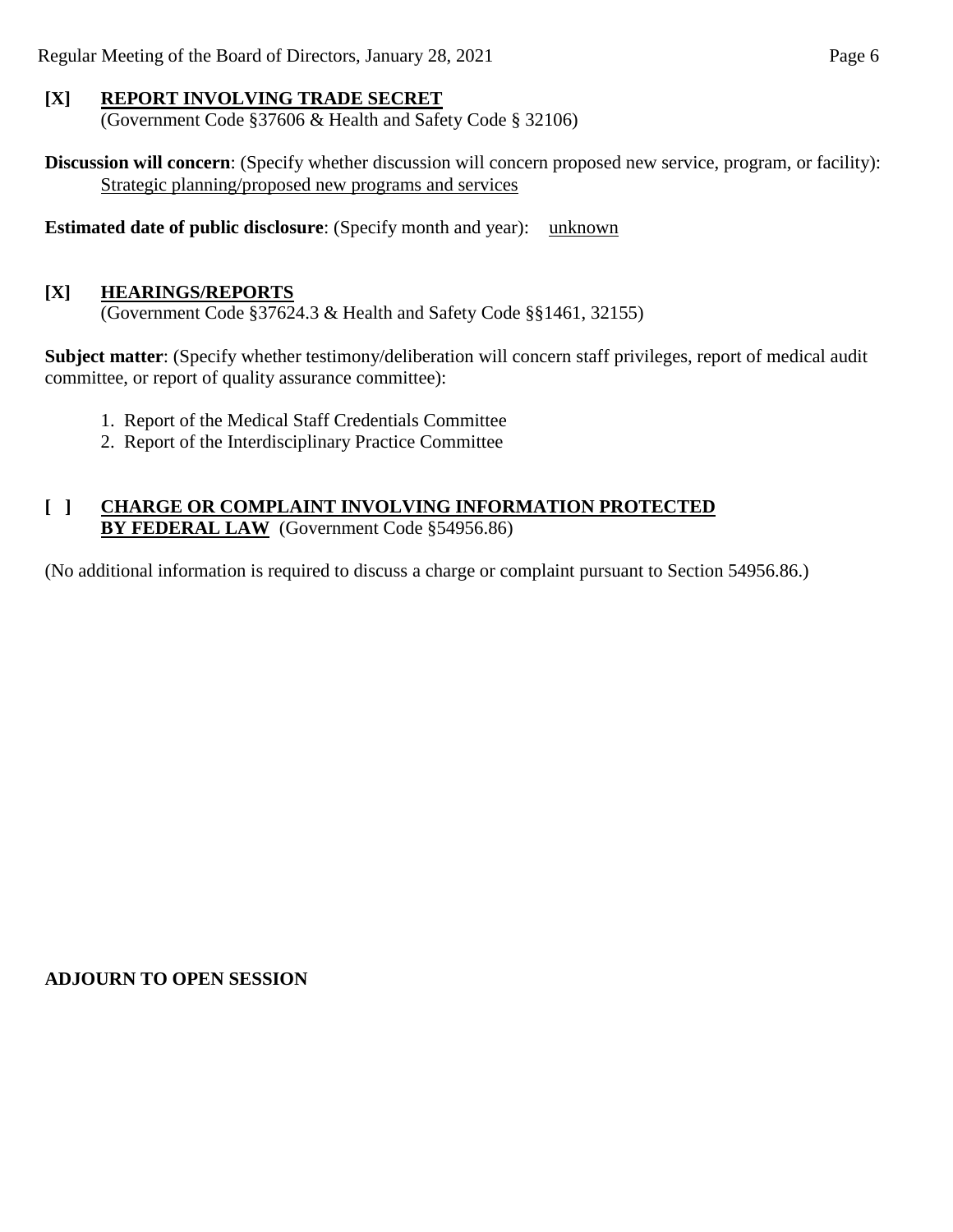**[X] REPORT INVOLVING TRADE SECRET**
(Government Code §37606 & Health and Safety Code § 32106)

**Discussion will concern**: (Specify whether discussion will concern proposed new service, program, or facility): Strategic planning/proposed new programs and services

**Estimated date of public disclosure**: (Specify month and year): unknown

**[X] HEARINGS/REPORTS**
(Government Code §37624.3 & Health and Safety Code §§1461, 32155)

**Subject matter**: (Specify whether testimony/deliberation will concern staff privileges, report of medical audit committee, or report of quality assurance committee):

1. Report of the Medical Staff Credentials Committee
2. Report of the Interdisciplinary Practice Committee

**[ ] CHARGE OR COMPLAINT INVOLVING INFORMATION PROTECTED BY FEDERAL LAW** (Government Code §54956.86)

(No additional information is required to discuss a charge or complaint pursuant to Section 54956.86.)

**ADJOURN TO OPEN SESSION**